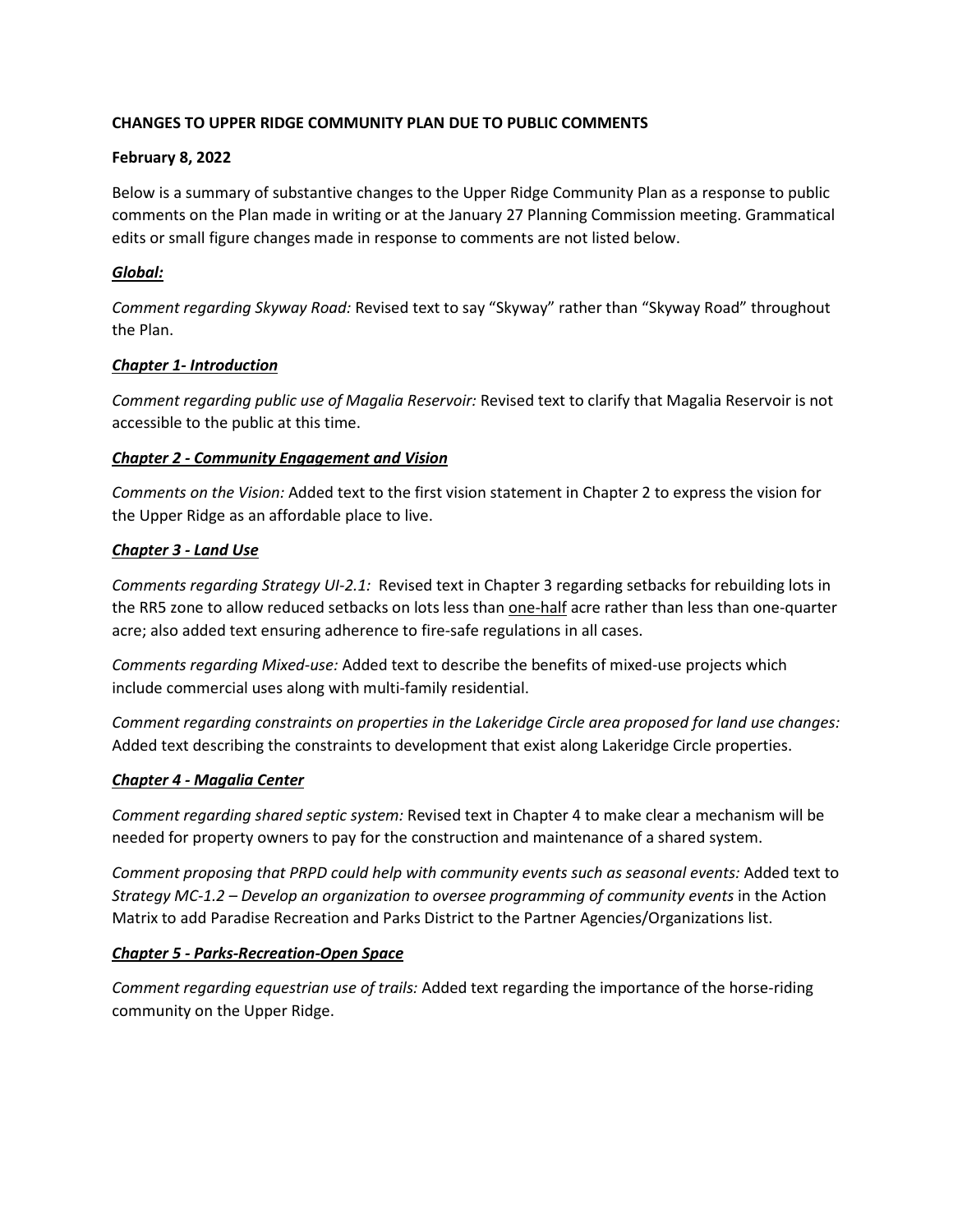**CHANGES TO UPPER RIDGE COMMUNITY PLAN DUE TO PUBLIC COMMENTS**

**February 8, 2022**

Below is a summary of substantive changes to the Upper Ridge Community Plan as a response to public comments on the Plan made in writing or at the January 27 Planning Commission meeting. Grammatical edits or small figure changes made in response to comments are not listed below.

***Global:***

*Comment regarding Skyway Road:* Revised text to say "Skyway" rather than "Skyway Road" throughout the Plan.

***Chapter 1- Introduction***

*Comment regarding public use of Magalia Reservoir:* Revised text to clarify that Magalia Reservoir is not accessible to the public at this time.

***Chapter 2 - Community Engagement and Vision***

*Comments on the Vision:* Added text to the first vision statement in Chapter 2 to express the vision for the Upper Ridge as an affordable place to live.

***Chapter 3 - Land Use***

*Comments regarding Strategy UI-2.1:* Revised text in Chapter 3 regarding setbacks for rebuilding lots in the RR5 zone to allow reduced setbacks on lots less than one-half acre rather than less than one-quarter acre; also added text ensuring adherence to fire-safe regulations in all cases.

*Comments regarding Mixed-use:* Added text to describe the benefits of mixed-use projects which include commercial uses along with multi-family residential.

*Comment regarding constraints on properties in the Lakeridge Circle area proposed for land use changes:* Added text describing the constraints to development that exist along Lakeridge Circle properties.

***Chapter 4 - Magalia Center***

*Comment regarding shared septic system:* Revised text in Chapter 4 to make clear a mechanism will be needed for property owners to pay for the construction and maintenance of a shared system.

*Comment proposing that PRPD could help with community events such as seasonal events:* Added text to *Strategy MC-1.2 – Develop an organization to oversee programming of community events* in the Action Matrix to add Paradise Recreation and Parks District to the Partner Agencies/Organizations list.

***Chapter 5 - Parks-Recreation-Open Space***

*Comment regarding equestrian use of trails:* Added text regarding the importance of the horse-riding community on the Upper Ridge.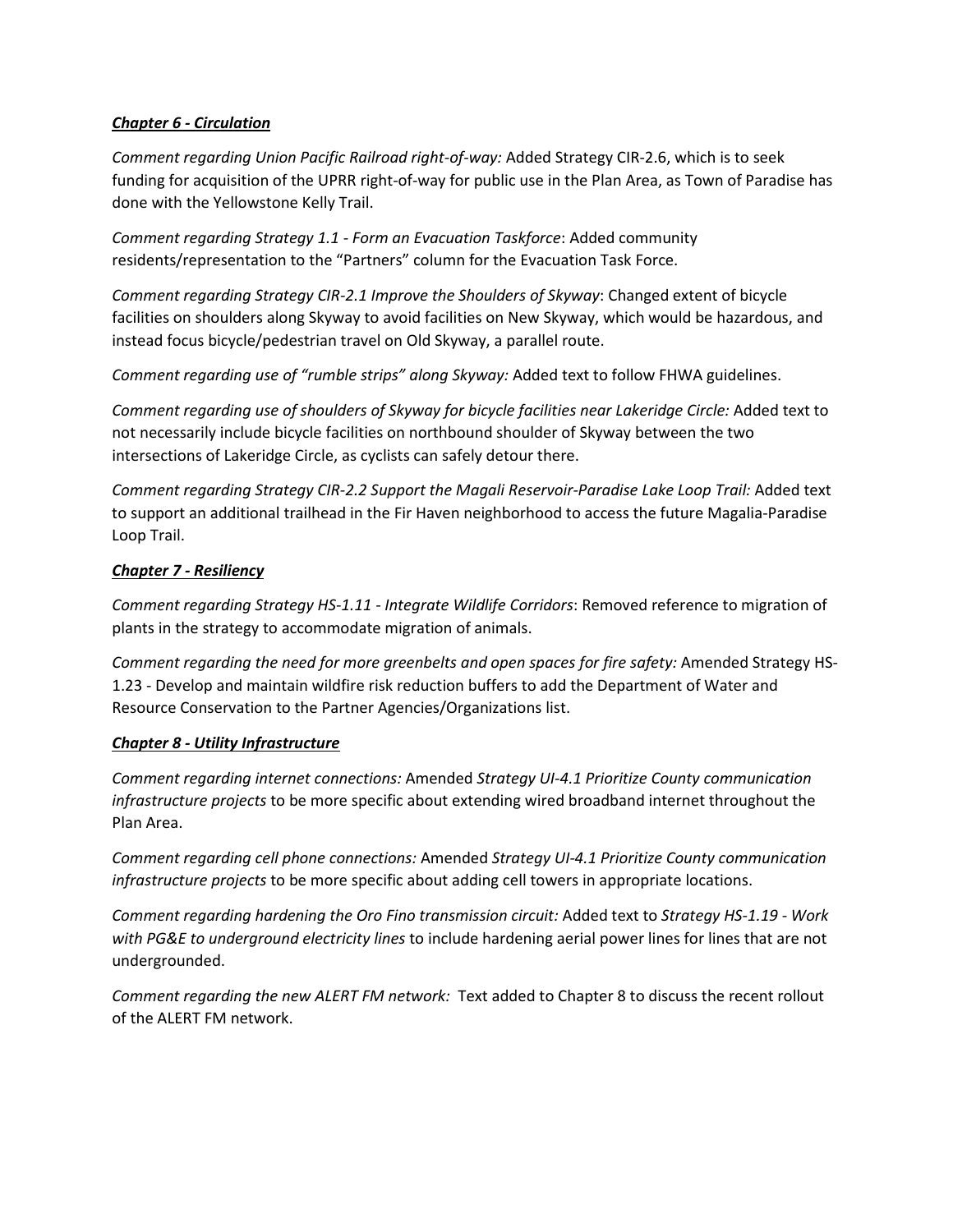***Chapter 6 - Circulation***

*Comment regarding Union Pacific Railroad right-of-way:* Added Strategy CIR-2.6, which is to seek funding for acquisition of the UPRR right-of-way for public use in the Plan Area, as Town of Paradise has done with the Yellowstone Kelly Trail.

*Comment regarding Strategy 1.1 - Form an Evacuation Taskforce*: Added community residents/representation to the "Partners" column for the Evacuation Task Force.

*Comment regarding Strategy CIR-2.1 Improve the Shoulders of Skyway*: Changed extent of bicycle facilities on shoulders along Skyway to avoid facilities on New Skyway, which would be hazardous, and instead focus bicycle/pedestrian travel on Old Skyway, a parallel route.

*Comment regarding use of "rumble strips" along Skyway:* Added text to follow FHWA guidelines.

*Comment regarding use of shoulders of Skyway for bicycle facilities near Lakeridge Circle:* Added text to not necessarily include bicycle facilities on northbound shoulder of Skyway between the two intersections of Lakeridge Circle, as cyclists can safely detour there.

*Comment regarding Strategy CIR-2.2 Support the Magali Reservoir-Paradise Lake Loop Trail:* Added text to support an additional trailhead in the Fir Haven neighborhood to access the future Magalia-Paradise Loop Trail.

***Chapter 7 - Resiliency***

*Comment regarding Strategy HS-1.11 - Integrate Wildlife Corridors*: Removed reference to migration of plants in the strategy to accommodate migration of animals.

*Comment regarding the need for more greenbelts and open spaces for fire safety:* Amended Strategy HS-1.23 - Develop and maintain wildfire risk reduction buffers to add the Department of Water and Resource Conservation to the Partner Agencies/Organizations list.

***Chapter 8 - Utility Infrastructure***

*Comment regarding internet connections:* Amended *Strategy UI-4.1 Prioritize County communication infrastructure projects* to be more specific about extending wired broadband internet throughout the Plan Area.

*Comment regarding cell phone connections:* Amended *Strategy UI-4.1 Prioritize County communication infrastructure projects* to be more specific about adding cell towers in appropriate locations.

*Comment regarding hardening the Oro Fino transmission circuit:* Added text to *Strategy HS-1.19 - Work with PG&E to underground electricity lines* to include hardening aerial power lines for lines that are not undergrounded.

*Comment regarding the new ALERT FM network:* Text added to Chapter 8 to discuss the recent rollout of the ALERT FM network.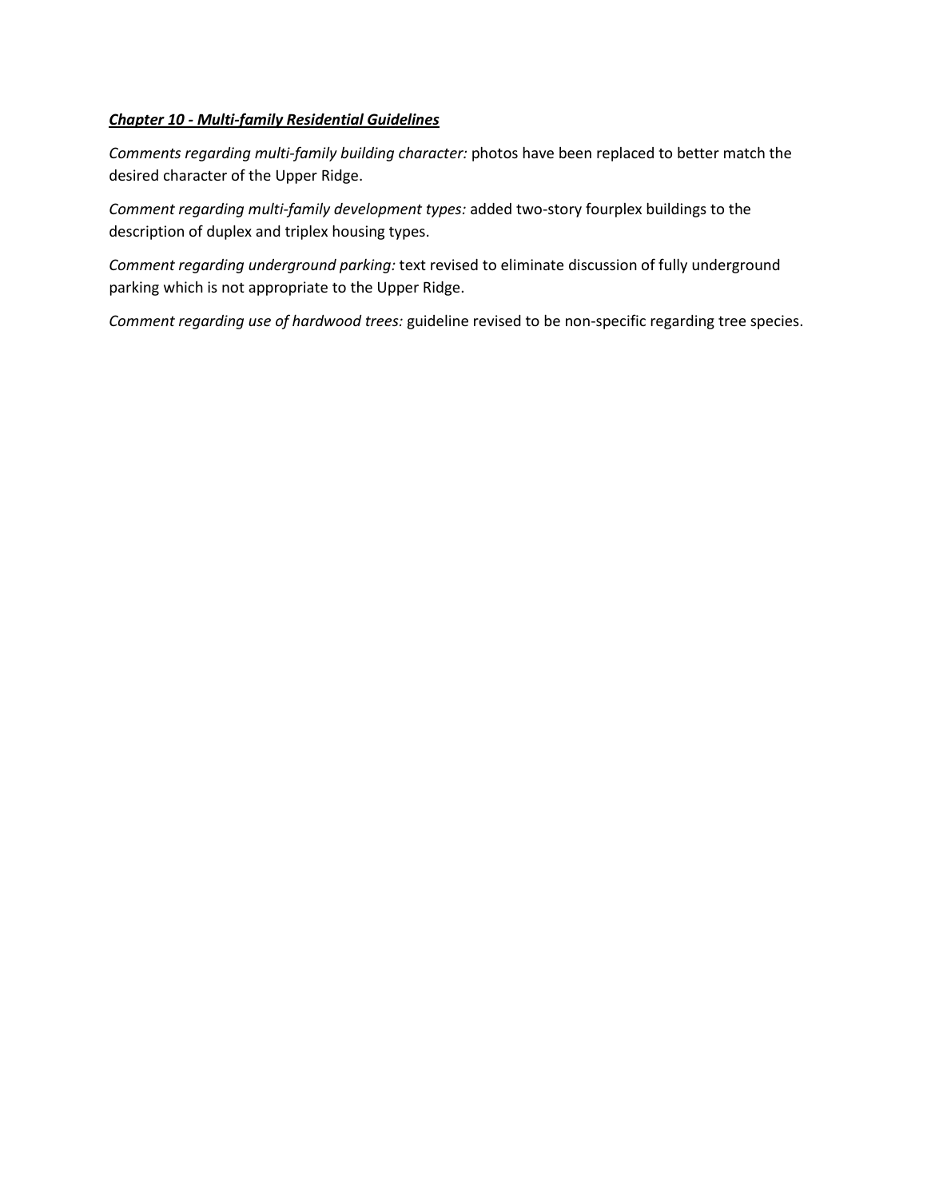***Chapter 10 - Multi-family Residential Guidelines***

*Comments regarding multi-family building character:* photos have been replaced to better match the desired character of the Upper Ridge.

*Comment regarding multi-family development types:* added two-story fourplex buildings to the description of duplex and triplex housing types.

*Comment regarding underground parking:* text revised to eliminate discussion of fully underground parking which is not appropriate to the Upper Ridge.

*Comment regarding use of hardwood trees:* guideline revised to be non-specific regarding tree species.